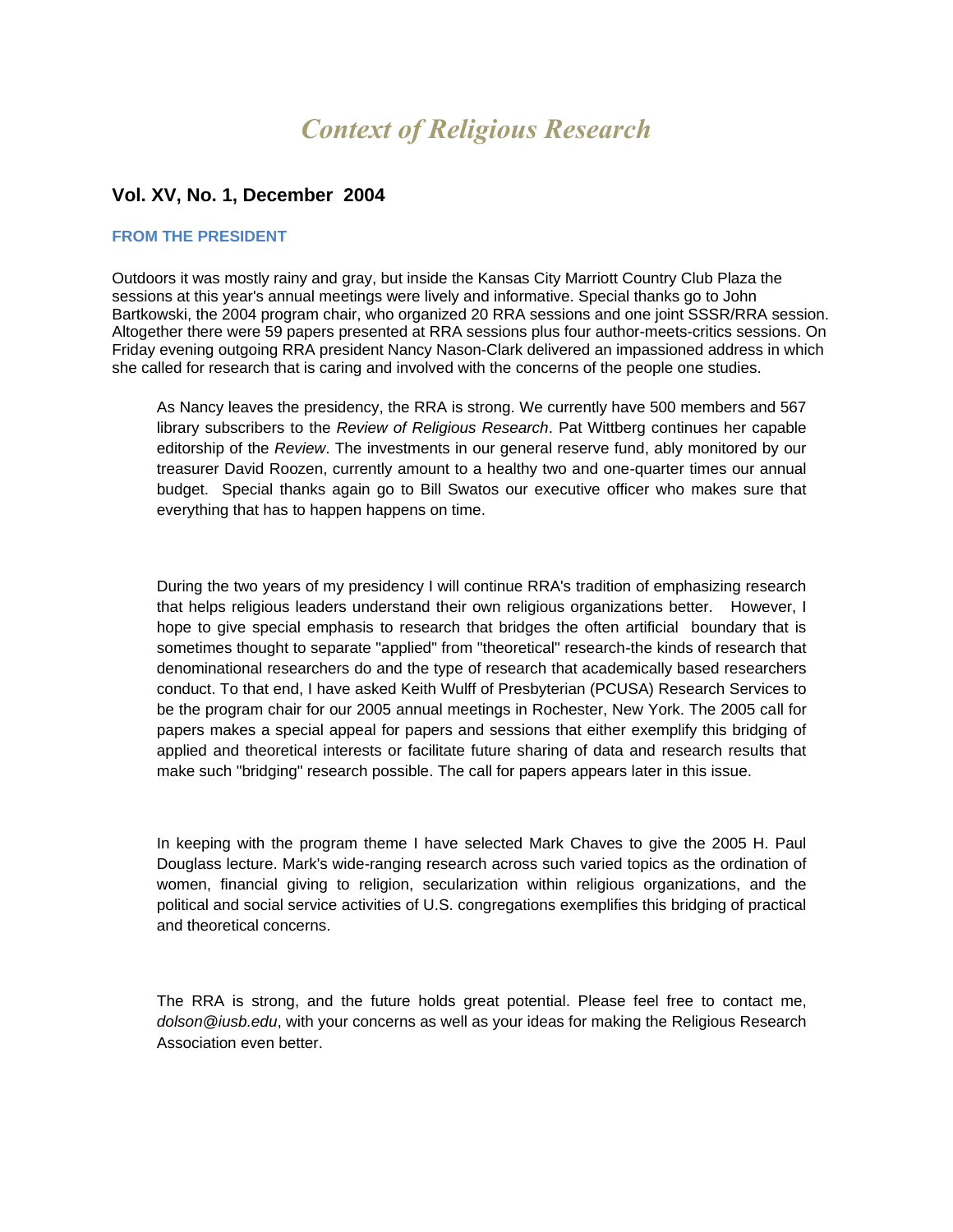# *Context of Religious Research*

## Vol. XV, No. 1, December 2004

### FROM THE PRESIDENT

Outdoors it was mostly rainy and gray, but inside the Kansas City Marriott Country Club Plaza the sessions at this year's annual meetings were lively and informative. Special thanks go to John Bartkowski, the 2004 program chair, who organized 20 RRA sessions and one joint SSSR/RRA session. Altogether there were 59 papers presented at RRA sessions plus four author-meets-critics sessions. On Friday evening outgoing RRA president Nancy Nason-Clark delivered an impassioned address in which she called for research that is caring and involved with the concerns of the people one studies.

As Nancy leaves the presidency, the RRA is strong. We currently have 500 members and 567 library subscribers to the *Review of Religious Research*. Pat Wittberg continues her capable editorship of the *Review*. The investments in our general reserve fund, ably monitored by our treasurer David Roozen, currently amount to a healthy two and one-quarter times our annual budget. Special thanks again go to Bill Swatos our executive officer who makes sure that everything that has to happen happens on time.

During the two years of my presidency I will continue RRA's tradition of emphasizing research that helps religious leaders understand their own religious organizations better. However, I hope to give special emphasis to research that bridges the often artificial boundary that is sometimes thought to separate "applied" from "theoretical" research-the kinds of research that denominational researchers do and the type of research that academically based researchers conduct. To that end, I have asked Keith Wulff of Presbyterian (PCUSA) Research Services to be the program chair for our 2005 annual meetings in Rochester, New York. The 2005 call for papers makes a special appeal for papers and sessions that either exemplify this bridging of applied and theoretical interests or facilitate future sharing of data and research results that make such "bridging" research possible. The call for papers appears later in this issue.

In keeping with the program theme I have selected Mark Chaves to give the 2005 H. Paul Douglass lecture. Mark's wide-ranging research across such varied topics as the ordination of women, financial giving to religion, secularization within religious organizations, and the political and social service activities of U.S. congregations exemplifies this bridging of practical and theoretical concerns.

The RRA is strong, and the future holds great potential. Please feel free to contact me, *dolson@iusb.edu*, with your concerns as well as your ideas for making the Religious Research Association even better.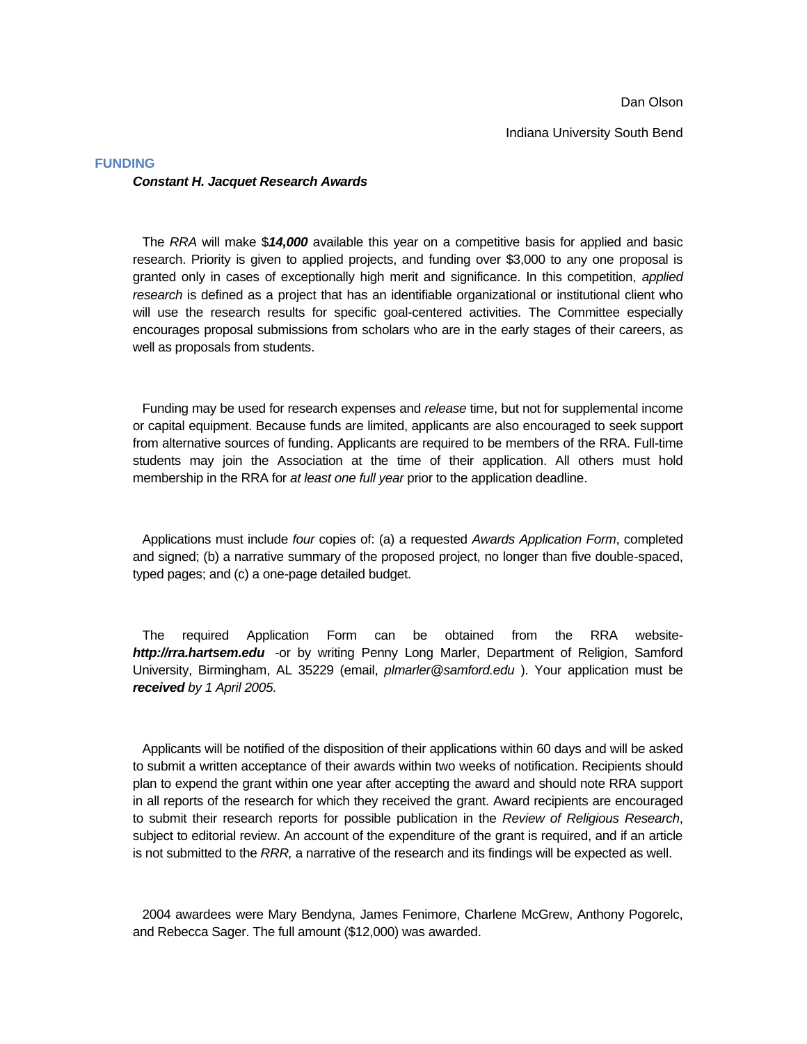Dan Olson

Indiana University South Bend

## FUNDING

### *Constant H. Jacquet Research Awards*

The *RRA* will make $***14,000*** available this year on a competitive basis for applied and basic research. Priority is given to applied projects, and funding over $3,000 to any one proposal is granted only in cases of exceptionally high merit and significance. In this competition, *applied research* is defined as a project that has an identifiable organizational or institutional client who will use the research results for specific goal-centered activities. The Committee especially encourages proposal submissions from scholars who are in the early stages of their careers, as well as proposals from students.

Funding may be used for research expenses and *release* time, but not for supplemental income or capital equipment. Because funds are limited, applicants are also encouraged to seek support from alternative sources of funding. Applicants are required to be members of the RRA. Full-time students may join the Association at the time of their application. All others must hold membership in the RRA for *at least one full year* prior to the application deadline.

Applications must include *four* copies of: (a) a requested *Awards Application Form*, completed and signed; (b) a narrative summary of the proposed project, no longer than five double-spaced, typed pages; and (c) a one-page detailed budget.

The required Application Form can be obtained from the RRA website- ***http://rra.hartsem.edu*** -or by writing Penny Long Marler, Department of Religion, Samford University, Birmingham, AL 35229 (email, *plmarler@samford.edu* ). Your application must be ***received*** *by 1 April 2005.*

Applicants will be notified of the disposition of their applications within 60 days and will be asked to submit a written acceptance of their awards within two weeks of notification. Recipients should plan to expend the grant within one year after accepting the award and should note RRA support in all reports of the research for which they received the grant. Award recipients are encouraged to submit their research reports for possible publication in the *Review of Religious Research*, subject to editorial review. An account of the expenditure of the grant is required, and if an article is not submitted to the *RRR,* a narrative of the research and its findings will be expected as well.

2004 awardees were Mary Bendyna, James Fenimore, Charlene McGrew, Anthony Pogorelc, and Rebecca Sager. The full amount ($12,000) was awarded.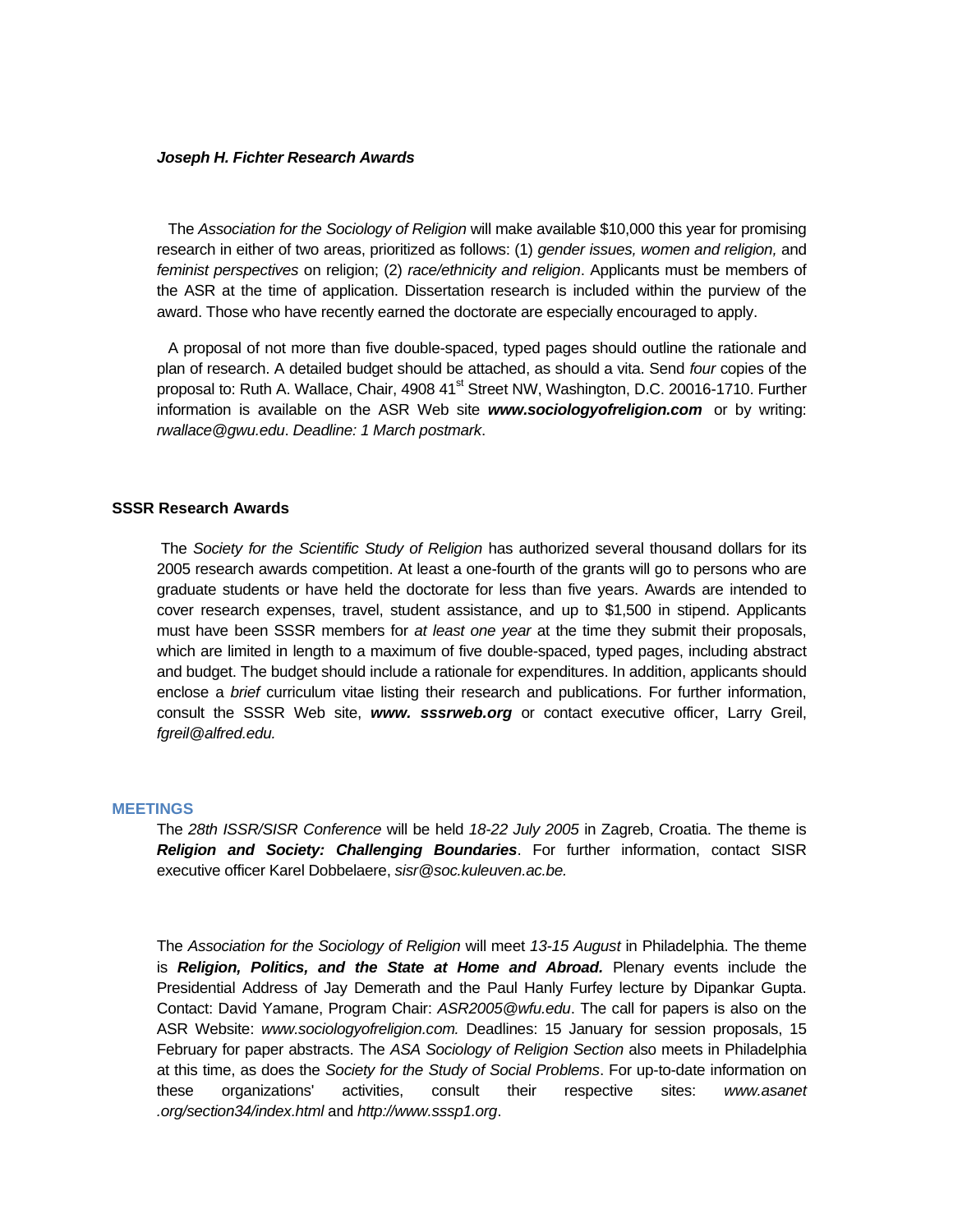***Joseph H. Fichter Research Awards***

The *Association for the Sociology of Religion* will make available $10,000 this year for promising research in either of two areas, prioritized as follows: (1) *gender issues, women and religion,* and *feminist perspectives* on religion; (2) *race/ethnicity and religion*. Applicants must be members of the ASR at the time of application. Dissertation research is included within the purview of the award. Those who have recently earned the doctorate are especially encouraged to apply.

A proposal of not more than five double-spaced, typed pages should outline the rationale and plan of research. A detailed budget should be attached, as should a vita. Send *four* copies of the proposal to: Ruth A. Wallace, Chair, 4908 41st Street NW, Washington, D.C. 20016-1710. Further information is available on the ASR Web site ***www.sociologyofreligion.com*** or by writing: *rwallace@gwu.edu*. *Deadline: 1 March postmark*.

**SSSR Research Awards**

The *Society for the Scientific Study of Religion* has authorized several thousand dollars for its 2005 research awards competition. At least a one-fourth of the grants will go to persons who are graduate students or have held the doctorate for less than five years. Awards are intended to cover research expenses, travel, student assistance, and up to $1,500 in stipend. Applicants must have been SSSR members for *at least one year* at the time they submit their proposals, which are limited in length to a maximum of five double-spaced, typed pages, including abstract and budget. The budget should include a rationale for expenditures. In addition, applicants should enclose a *brief* curriculum vitae listing their research and publications. For further information, consult the SSSR Web site, ***www. sssrweb.org*** or contact executive officer, Larry Greil, *fgreil@alfred.edu.*

## MEETINGS

The *28th ISSR/SISR Conference* will be held *18-22 July 2005* in Zagreb, Croatia. The theme is ***Religion and Society: Challenging Boundaries***. For further information, contact SISR executive officer Karel Dobbelaere, *sisr@soc.kuleuven.ac.be.*

The *Association for the Sociology of Religion* will meet *13-15 August* in Philadelphia. The theme is ***Religion, Politics, and the State at Home and Abroad.*** Plenary events include the Presidential Address of Jay Demerath and the Paul Hanly Furfey lecture by Dipankar Gupta. Contact: David Yamane, Program Chair: *ASR2005@wfu.edu*. The call for papers is also on the ASR Website: *www.sociologyofreligion.com.* Deadlines: 15 January for session proposals, 15 February for paper abstracts. The *ASA Sociology of Religion Section* also meets in Philadelphia at this time, as does the *Society for the Study of Social Problems*. For up-to-date information on these organizations' activities, consult their respective sites: *www.asanet .org/section34/index.html* and *http://www.sssp1.org*.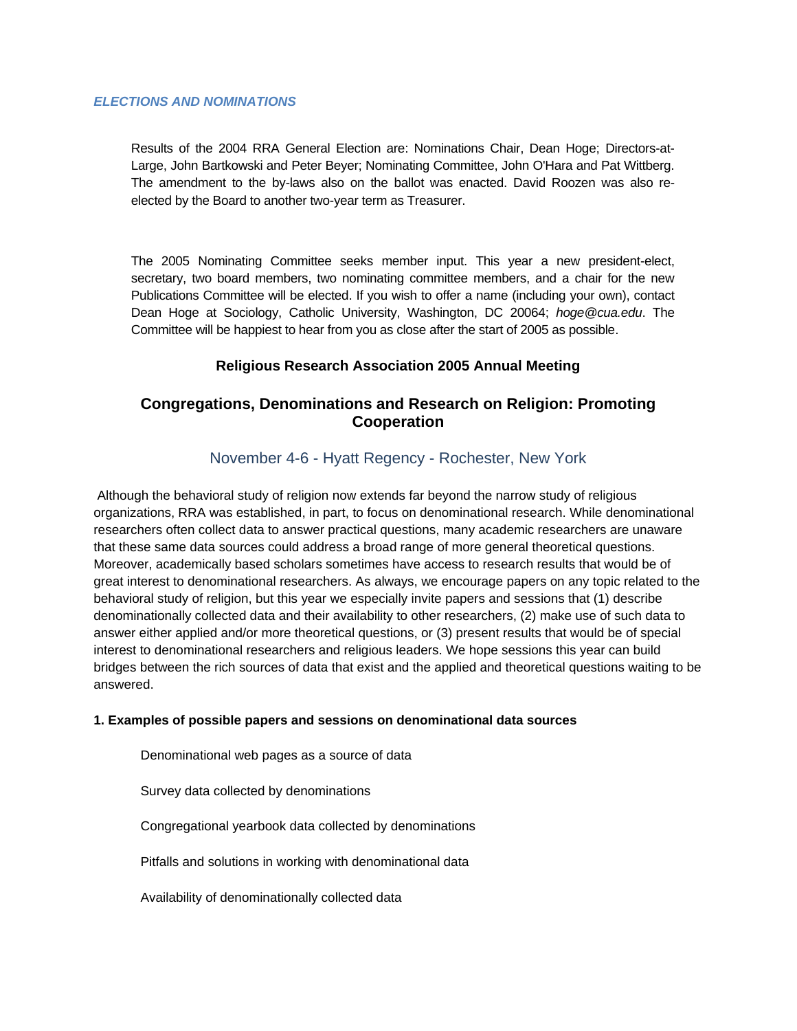***ELECTIONS AND NOMINATIONS***

Results of the 2004 RRA General Election are: Nominations Chair, Dean Hoge; Directors-at-Large, John Bartkowski and Peter Beyer; Nominating Committee, John O'Hara and Pat Wittberg. The amendment to the by-laws also on the ballot was enacted. David Roozen was also re-elected by the Board to another two-year term as Treasurer.

The 2005 Nominating Committee seeks member input. This year a new president-elect, secretary, two board members, two nominating committee members, and a chair for the new Publications Committee will be elected. If you wish to offer a name (including your own), contact Dean Hoge at Sociology, Catholic University, Washington, DC 20064; *hoge@cua.edu*. The Committee will be happiest to hear from you as close after the start of 2005 as possible.

**Religious Research Association 2005 Annual Meeting**

## Congregations, Denominations and Research on Religion: Promoting Cooperation

### November 4-6 - Hyatt Regency - Rochester, New York

Although the behavioral study of religion now extends far beyond the narrow study of religious organizations, RRA was established, in part, to focus on denominational research. While denominational researchers often collect data to answer practical questions, many academic researchers are unaware that these same data sources could address a broad range of more general theoretical questions. Moreover, academically based scholars sometimes have access to research results that would be of great interest to denominational researchers. As always, we encourage papers on any topic related to the behavioral study of religion, but this year we especially invite papers and sessions that (1) describe denominationally collected data and their availability to other researchers, (2) make use of such data to answer either applied and/or more theoretical questions, or (3) present results that would be of special interest to denominational researchers and religious leaders. We hope sessions this year can build bridges between the rich sources of data that exist and the applied and theoretical questions waiting to be answered.

**1. Examples of possible papers and sessions on denominational data sources**

- Denominational web pages as a source of data
- Survey data collected by denominations
- Congregational yearbook data collected by denominations
- Pitfalls and solutions in working with denominational data
- Availability of denominationally collected data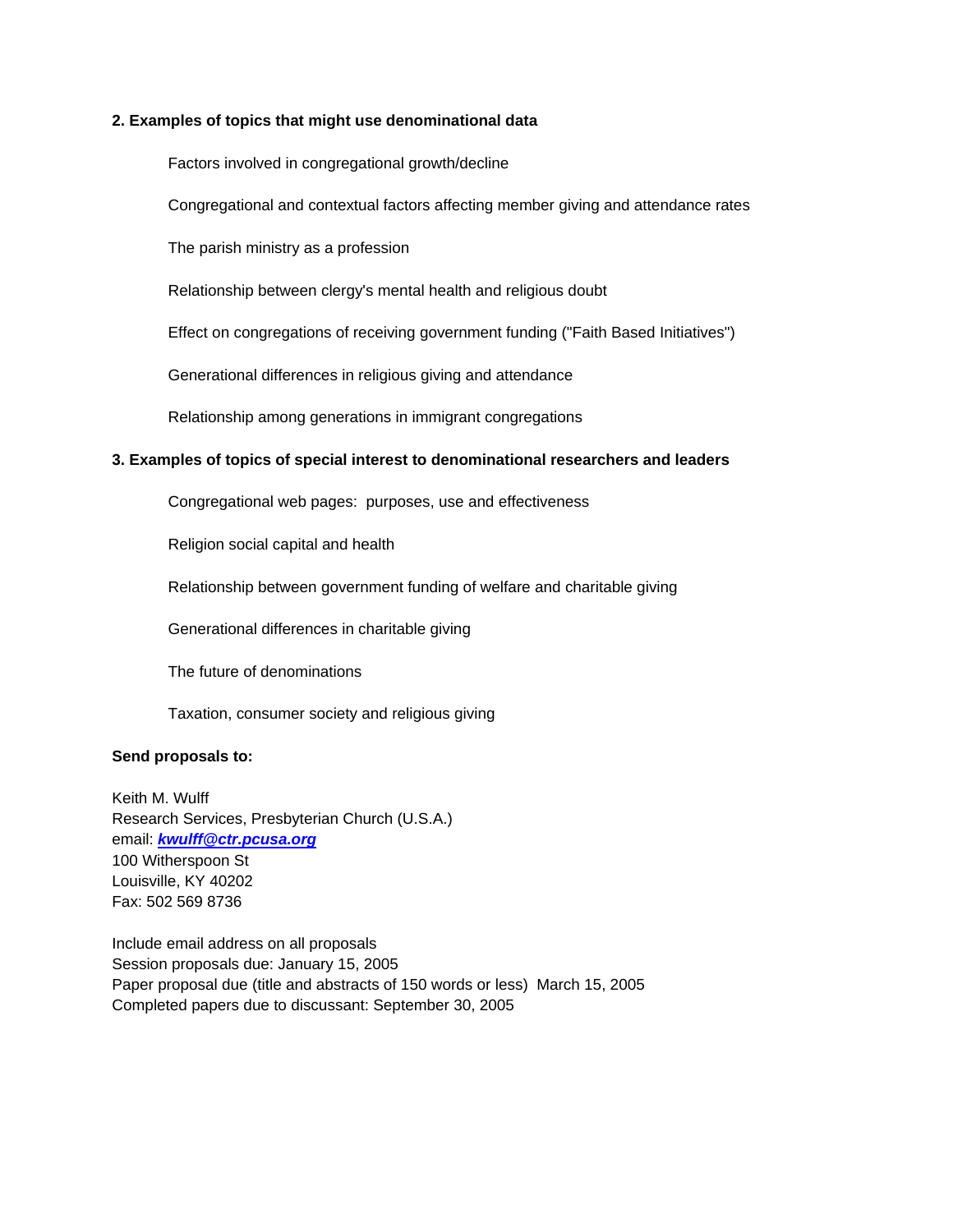**2. Examples of topics that might use denominational data**

Factors involved in congregational growth/decline

Congregational and contextual factors affecting member giving and attendance rates

The parish ministry as a profession

Relationship between clergy's mental health and religious doubt

Effect on congregations of receiving government funding ("Faith Based Initiatives")

Generational differences in religious giving and attendance

Relationship among generations in immigrant congregations

**3. Examples of topics of special interest to denominational researchers and leaders**

Congregational web pages: purposes, use and effectiveness

Religion social capital and health

Relationship between government funding of welfare and charitable giving

Generational differences in charitable giving

The future of denominations

Taxation, consumer society and religious giving

**Send proposals to:**

Keith M. Wulff
Research Services, Presbyterian Church (U.S.A.)
email: ***kwulff@ctr.pcusa.org***
100 Witherspoon St
Louisville, KY 40202
Fax: 502 569 8736

Include email address on all proposals
Session proposals due: January 15, 2005
Paper proposal due (title and abstracts of 150 words or less) March 15, 2005
Completed papers due to discussant: September 30, 2005